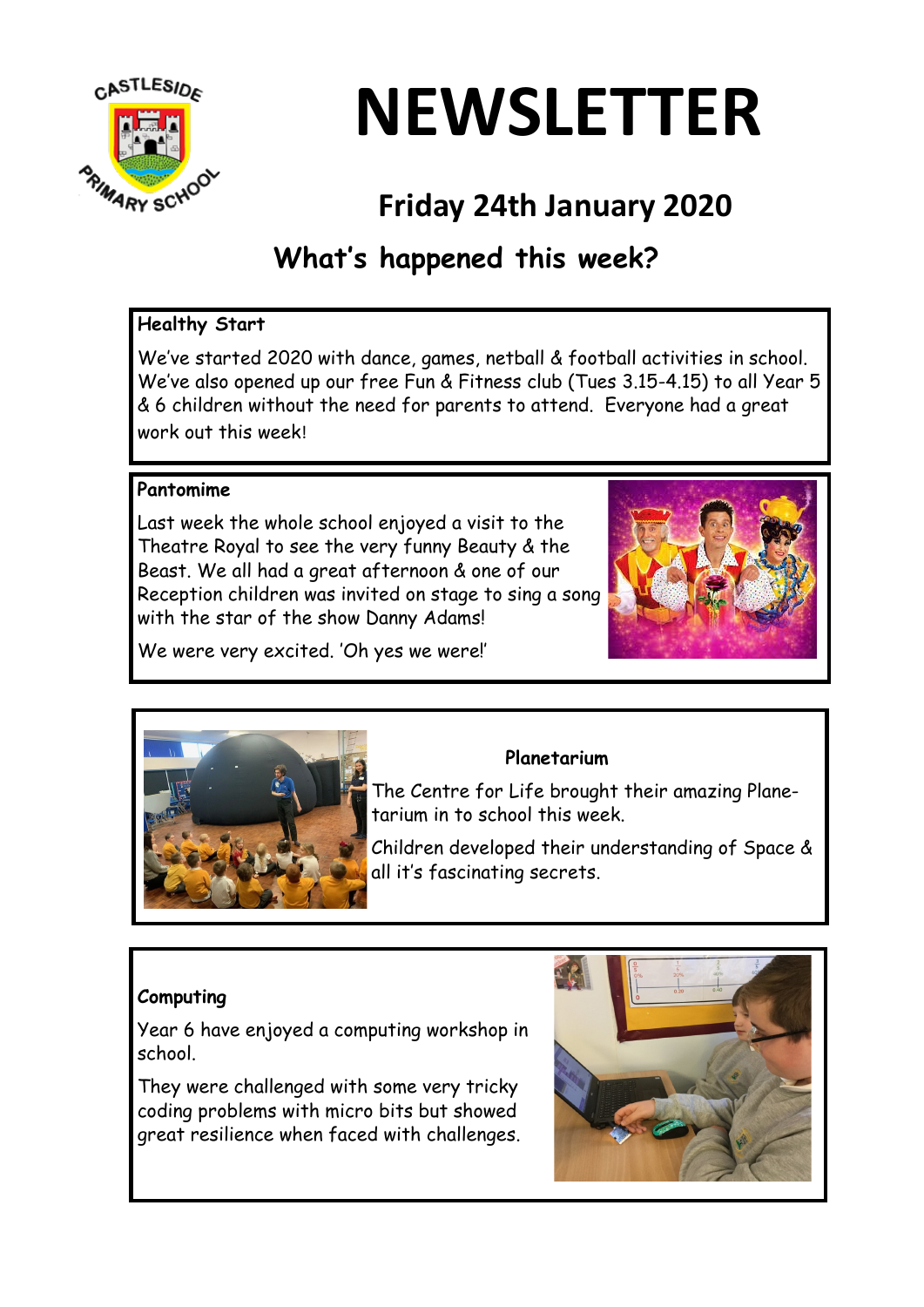# NEWSLETTER

## Friday 24th January 2020

## What's happened this week?

### Healthy Start

We've started 2020 with dance, games, netball & football activities in school. We've also opened up our free Fun & Fitness club (Tues 3.15-4.15) to all Year 5 & 6 children without the need for parents to attend. Everyone had a great work out this week!

### Pantomime

Last week the whole school enjoyed a visit to the Theatre Royal to see the very funny Beauty & the Beast. We all had a great afternoon & one of our Reception children was invited on stage to sing a song with the star of the show Danny Adams!

We were very excited. 'Oh yes we were!'

### Planetarium

The Centre for Life brought their amazing Planetarium in to school this week.

Children developed their understanding of Space & all it's fascinating secrets.

### Computing

Year 6 have enjoyed a computing workshop in school.

They were challenged with some very tricky coding problems with micro bits but showed great resilience when faced with challenges.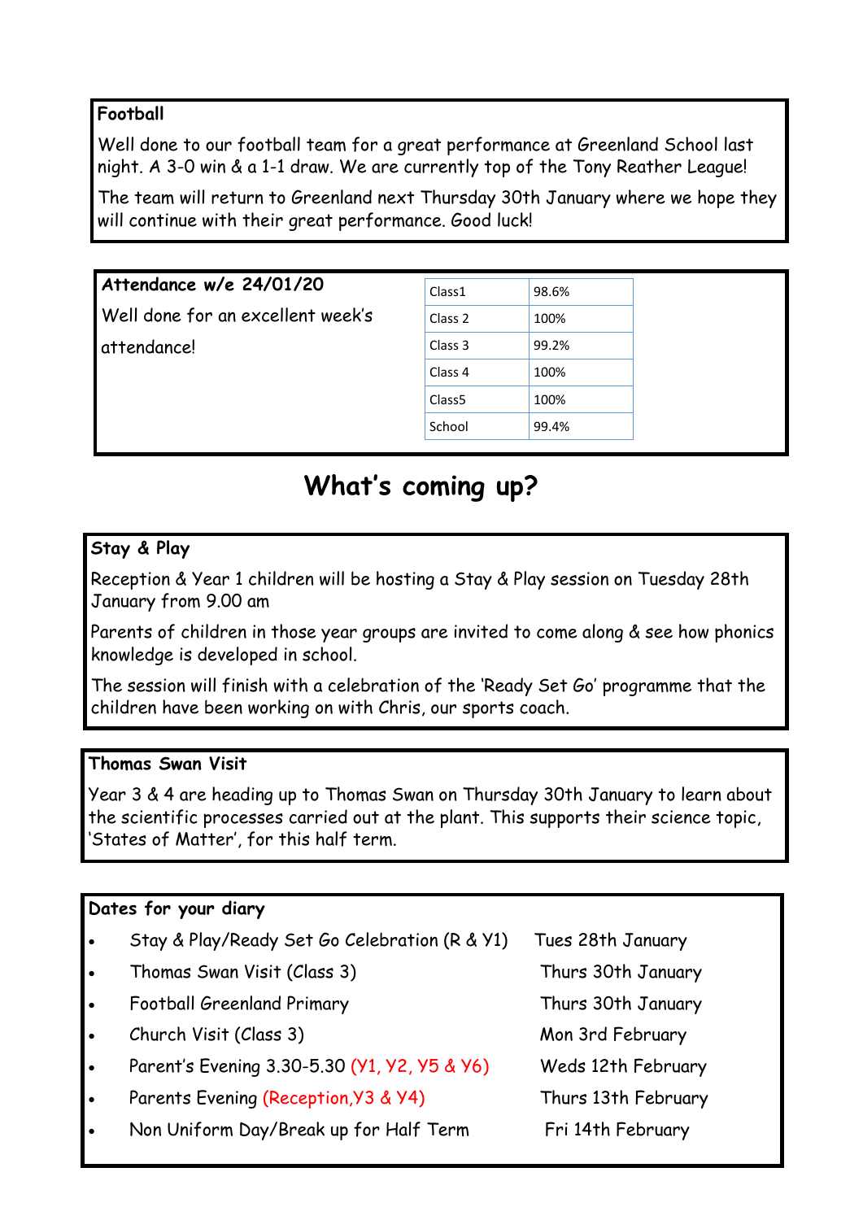### Football

Well done to our football team for a great performance at Greenland School last night. A 3-0 win & a 1-1 draw. We are currently top of the Tony Reather League!

The team will return to Greenland next Thursday 30th January where we hope they will continue with their great performance. Good luck!

### Attendance w/e 24/01/20

Well done for an excellent week's attendance!

| | |
|---|---|
| Class1 | 98.6% |
| Class 2 | 100% |
| Class 3 | 99.2% |
| Class 4 | 100% |
| Class5 | 100% |
| School | 99.4% |

## What's coming up?

### Stay & Play

Reception & Year 1 children will be hosting a Stay & Play session on Tuesday 28th January from 9.00 am

Parents of children in those year groups are invited to come along & see how phonics knowledge is developed in school.

The session will finish with a celebration of the 'Ready Set Go' programme that the children have been working on with Chris, our sports coach.

### Thomas Swan Visit

Year 3 & 4 are heading up to Thomas Swan on Thursday 30th January to learn about the scientific processes carried out at the plant. This supports their science topic, 'States of Matter', for this half term.

### Dates for your diary

- Stay & Play/Ready Set Go Celebration (R & Y1) — Tues 28th January
- Thomas Swan Visit (Class 3) — Thurs 30th January
- Football Greenland Primary — Thurs 30th January
- Church Visit (Class 3) — Mon 3rd February
- Parent's Evening 3.30-5.30 (Y1, Y2, Y5 & Y6) — Weds 12th February
- Parents Evening (Reception,Y3 & Y4) — Thurs 13th February
- Non Uniform Day/Break up for Half Term — Fri 14th February